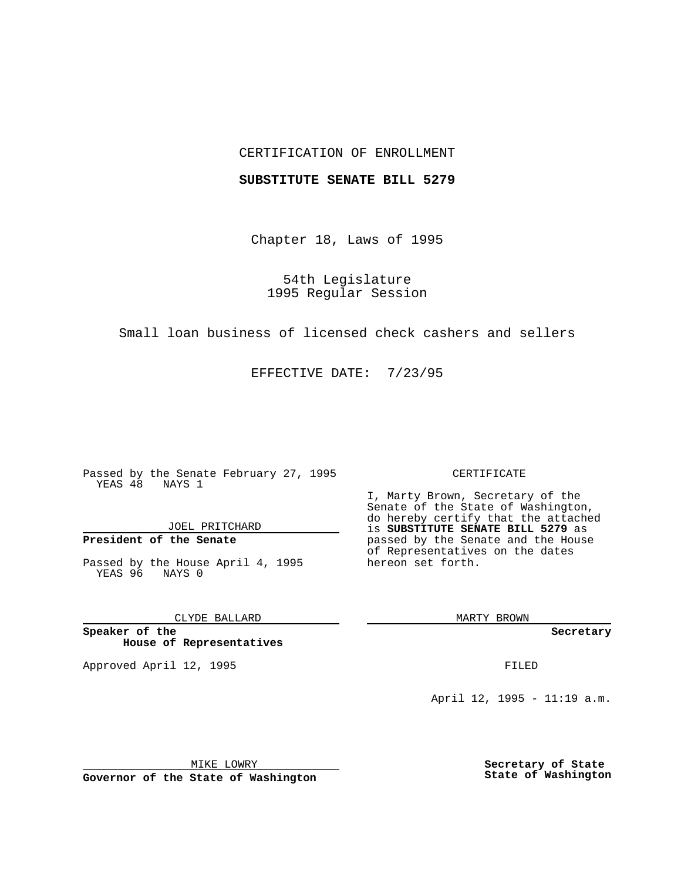CERTIFICATION OF ENROLLMENT

**SUBSTITUTE SENATE BILL 5279**

Chapter 18, Laws of 1995

54th Legislature
1995 Regular Session

Small loan business of licensed check cashers and sellers

EFFECTIVE DATE: 7/23/95

Passed by the Senate February 27, 1995
YEAS 48 NAYS 1

JOEL PRITCHARD

**President of the Senate**

Passed by the House April 4, 1995
YEAS 96 NAYS 0

CLYDE BALLARD

**Speaker of the House of Representatives**

Approved April 12, 1995

MIKE LOWRY

**Governor of the State of Washington**

CERTIFICATE

I, Marty Brown, Secretary of the Senate of the State of Washington, do hereby certify that the attached is **SUBSTITUTE SENATE BILL 5279** as passed by the Senate and the House of Representatives on the dates hereon set forth.

MARTY BROWN

**Secretary**

FILED

April 12, 1995 - 11:19 a.m.

**Secretary of State State of Washington**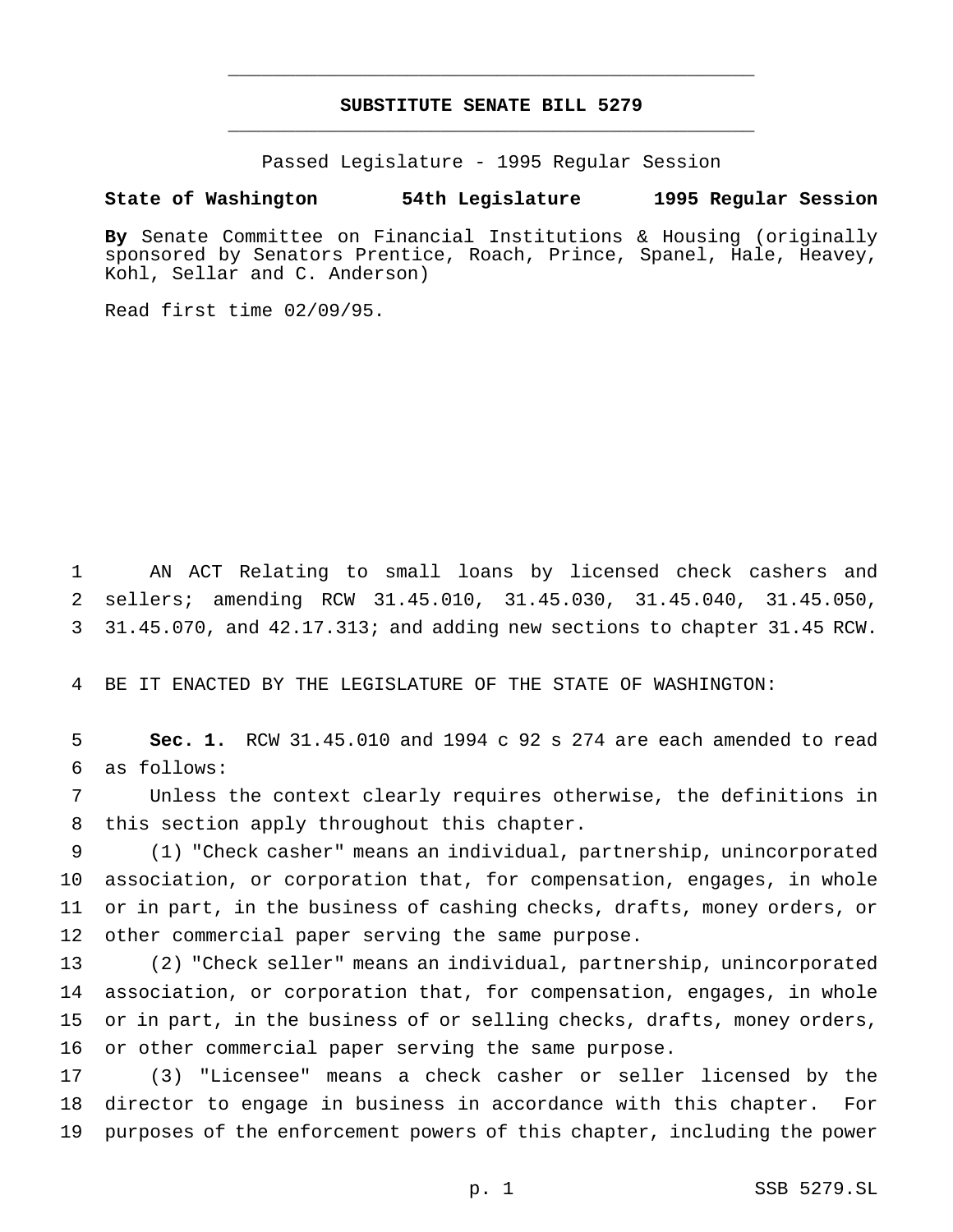# SUBSTITUTE SENATE BILL 5279

Passed Legislature - 1995 Regular Session

**State of Washington 54th Legislature 1995 Regular Session**

**By** Senate Committee on Financial Institutions & Housing (originally sponsored by Senators Prentice, Roach, Prince, Spanel, Hale, Heavey, Kohl, Sellar and C. Anderson)

Read first time 02/09/95.

AN ACT Relating to small loans by licensed check cashers and sellers; amending RCW 31.45.010, 31.45.030, 31.45.040, 31.45.050, 31.45.070, and 42.17.313; and adding new sections to chapter 31.45 RCW.

BE IT ENACTED BY THE LEGISLATURE OF THE STATE OF WASHINGTON:

**Sec. 1.** RCW 31.45.010 and 1994 c 92 s 274 are each amended to read as follows:

Unless the context clearly requires otherwise, the definitions in this section apply throughout this chapter.

(1) "Check casher" means an individual, partnership, unincorporated association, or corporation that, for compensation, engages, in whole or in part, in the business of cashing checks, drafts, money orders, or other commercial paper serving the same purpose.

(2) "Check seller" means an individual, partnership, unincorporated association, or corporation that, for compensation, engages, in whole or in part, in the business of or selling checks, drafts, money orders, or other commercial paper serving the same purpose.

(3) "Licensee" means a check casher or seller licensed by the director to engage in business in accordance with this chapter. For purposes of the enforcement powers of this chapter, including the power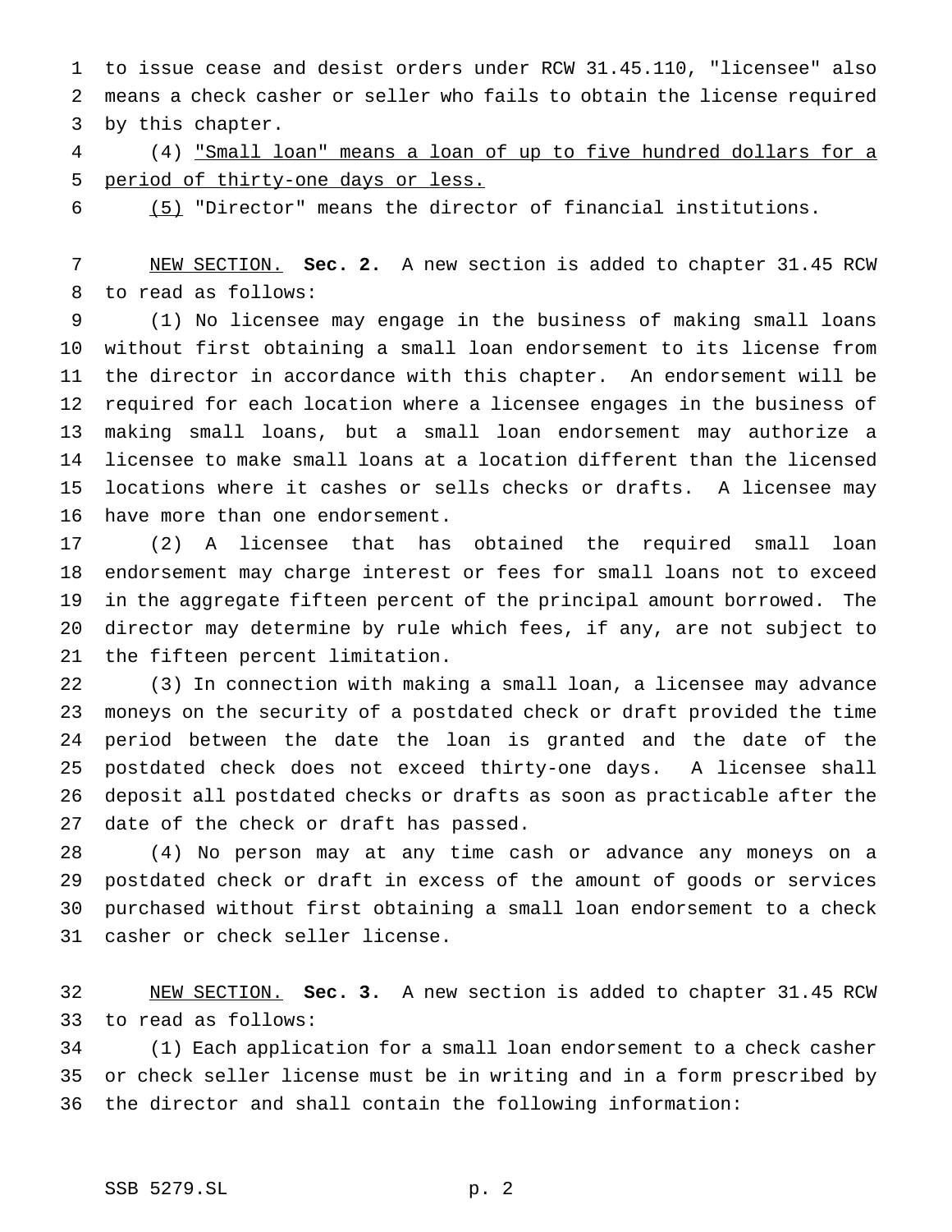to issue cease and desist orders under RCW 31.45.110, "licensee" also means a check casher or seller who fails to obtain the license required by this chapter.

(4) "Small loan" means a loan of up to five hundred dollars for a period of thirty-one days or less.

(5) "Director" means the director of financial institutions.

NEW SECTION. **Sec. 2.** A new section is added to chapter 31.45 RCW to read as follows:

(1) No licensee may engage in the business of making small loans without first obtaining a small loan endorsement to its license from the director in accordance with this chapter. An endorsement will be required for each location where a licensee engages in the business of making small loans, but a small loan endorsement may authorize a licensee to make small loans at a location different than the licensed locations where it cashes or sells checks or drafts. A licensee may have more than one endorsement.

(2) A licensee that has obtained the required small loan endorsement may charge interest or fees for small loans not to exceed in the aggregate fifteen percent of the principal amount borrowed. The director may determine by rule which fees, if any, are not subject to the fifteen percent limitation.

(3) In connection with making a small loan, a licensee may advance moneys on the security of a postdated check or draft provided the time period between the date the loan is granted and the date of the postdated check does not exceed thirty-one days. A licensee shall deposit all postdated checks or drafts as soon as practicable after the date of the check or draft has passed.

(4) No person may at any time cash or advance any moneys on a postdated check or draft in excess of the amount of goods or services purchased without first obtaining a small loan endorsement to a check casher or check seller license.

NEW SECTION. **Sec. 3.** A new section is added to chapter 31.45 RCW to read as follows:

(1) Each application for a small loan endorsement to a check casher or check seller license must be in writing and in a form prescribed by the director and shall contain the following information: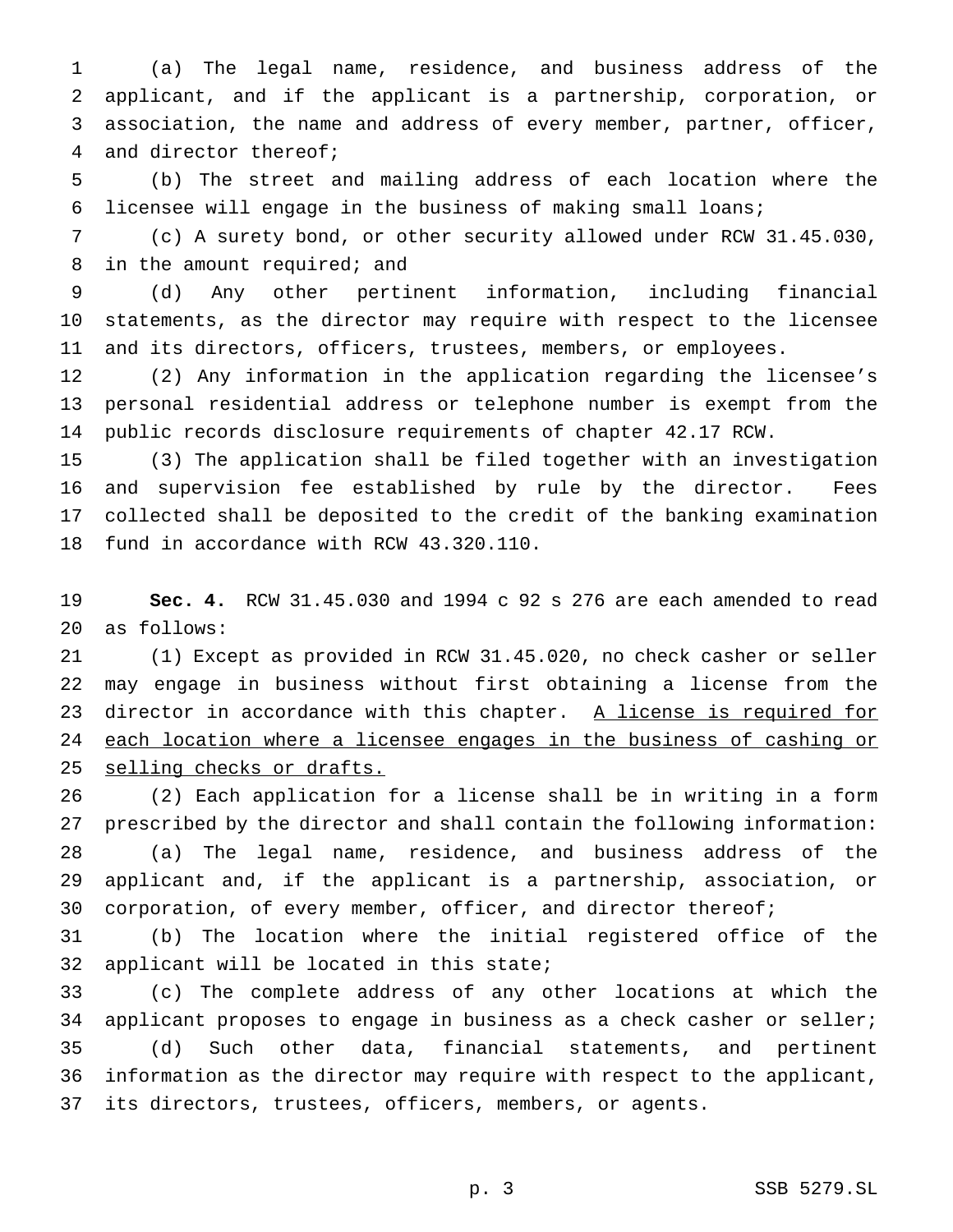(a) The legal name, residence, and business address of the applicant, and if the applicant is a partnership, corporation, or association, the name and address of every member, partner, officer, and director thereof;

(b) The street and mailing address of each location where the licensee will engage in the business of making small loans;

(c) A surety bond, or other security allowed under RCW 31.45.030, in the amount required; and

(d) Any other pertinent information, including financial statements, as the director may require with respect to the licensee and its directors, officers, trustees, members, or employees.

(2) Any information in the application regarding the licensee's personal residential address or telephone number is exempt from the public records disclosure requirements of chapter 42.17 RCW.

(3) The application shall be filed together with an investigation and supervision fee established by rule by the director. Fees collected shall be deposited to the credit of the banking examination fund in accordance with RCW 43.320.110.

**Sec. 4.** RCW 31.45.030 and 1994 c 92 s 276 are each amended to read as follows:

(1) Except as provided in RCW 31.45.020, no check casher or seller may engage in business without first obtaining a license from the director in accordance with this chapter. <u>A license is required for each location where a licensee engages in the business of cashing or selling checks or drafts.</u>

(2) Each application for a license shall be in writing in a form prescribed by the director and shall contain the following information:

(a) The legal name, residence, and business address of the applicant and, if the applicant is a partnership, association, or corporation, of every member, officer, and director thereof;

(b) The location where the initial registered office of the applicant will be located in this state;

(c) The complete address of any other locations at which the applicant proposes to engage in business as a check casher or seller;

(d) Such other data, financial statements, and pertinent information as the director may require with respect to the applicant, its directors, trustees, officers, members, or agents.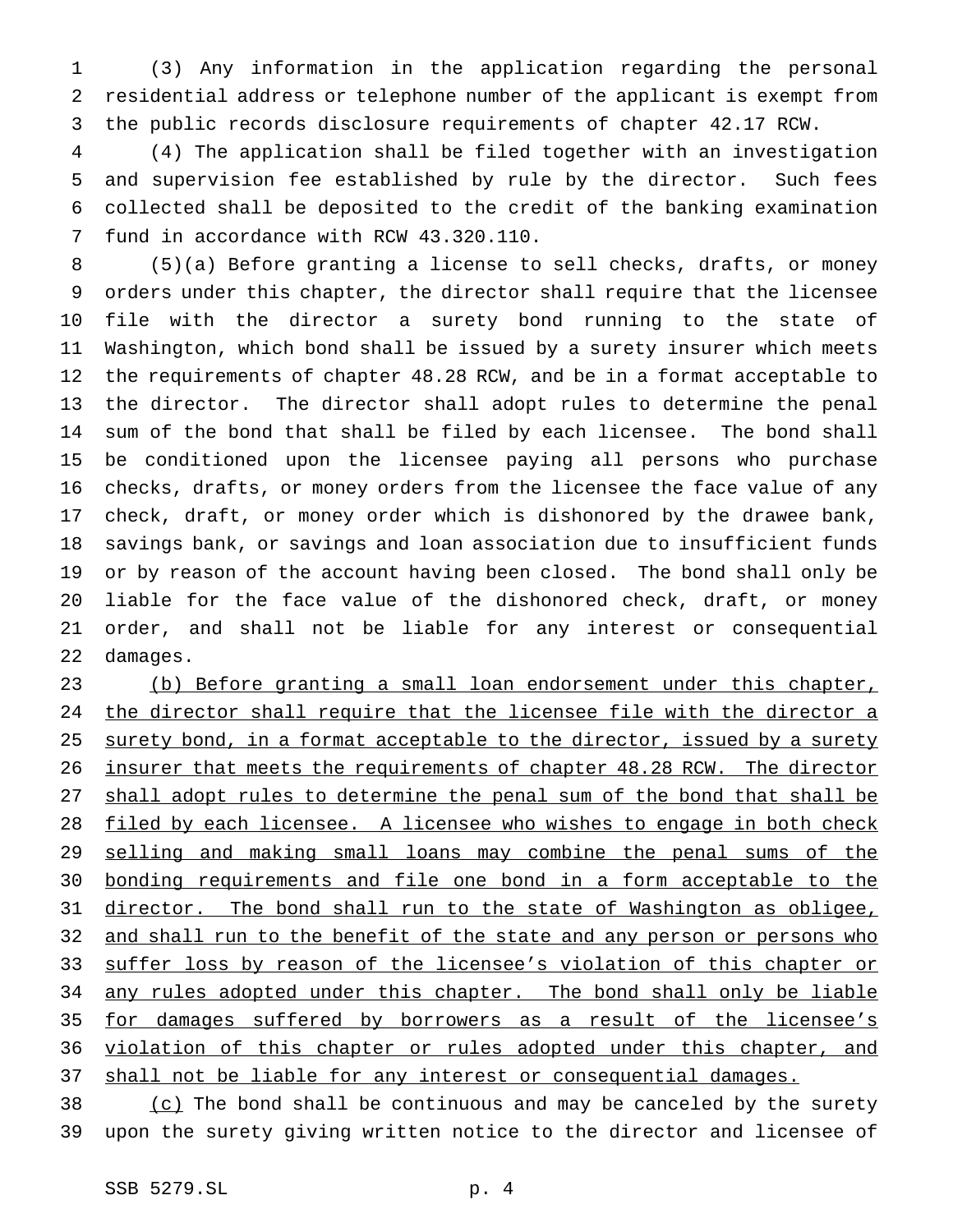(3) Any information in the application regarding the personal residential address or telephone number of the applicant is exempt from the public records disclosure requirements of chapter 42.17 RCW.

(4) The application shall be filed together with an investigation and supervision fee established by rule by the director. Such fees collected shall be deposited to the credit of the banking examination fund in accordance with RCW 43.320.110.

(5)(a) Before granting a license to sell checks, drafts, or money orders under this chapter, the director shall require that the licensee file with the director a surety bond running to the state of Washington, which bond shall be issued by a surety insurer which meets the requirements of chapter 48.28 RCW, and be in a format acceptable to the director. The director shall adopt rules to determine the penal sum of the bond that shall be filed by each licensee. The bond shall be conditioned upon the licensee paying all persons who purchase checks, drafts, or money orders from the licensee the face value of any check, draft, or money order which is dishonored by the drawee bank, savings bank, or savings and loan association due to insufficient funds or by reason of the account having been closed. The bond shall only be liable for the face value of the dishonored check, draft, or money order, and shall not be liable for any interest or consequential damages.

<u>(b) Before granting a small loan endorsement under this chapter, the director shall require that the licensee file with the director a surety bond, in a format acceptable to the director, issued by a surety insurer that meets the requirements of chapter 48.28 RCW. The director shall adopt rules to determine the penal sum of the bond that shall be filed by each licensee. A licensee who wishes to engage in both check selling and making small loans may combine the penal sums of the bonding requirements and file one bond in a form acceptable to the director. The bond shall run to the state of Washington as obligee, and shall run to the benefit of the state and any person or persons who suffer loss by reason of the licensee's violation of this chapter or any rules adopted under this chapter. The bond shall only be liable for damages suffered by borrowers as a result of the licensee's violation of this chapter or rules adopted under this chapter, and shall not be liable for any interest or consequential damages.</u>

<u>(c)</u> The bond shall be continuous and may be canceled by the surety upon the surety giving written notice to the director and licensee of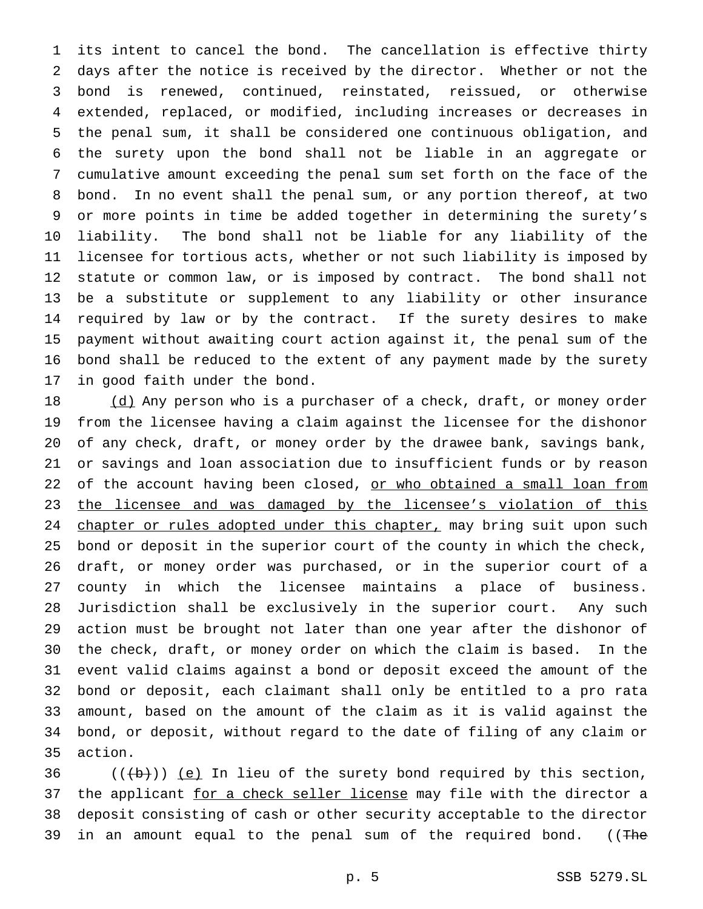its intent to cancel the bond. The cancellation is effective thirty days after the notice is received by the director. Whether or not the bond is renewed, continued, reinstated, reissued, or otherwise extended, replaced, or modified, including increases or decreases in the penal sum, it shall be considered one continuous obligation, and the surety upon the bond shall not be liable in an aggregate or cumulative amount exceeding the penal sum set forth on the face of the bond. In no event shall the penal sum, or any portion thereof, at two or more points in time be added together in determining the surety's liability. The bond shall not be liable for any liability of the licensee for tortious acts, whether or not such liability is imposed by statute or common law, or is imposed by contract. The bond shall not be a substitute or supplement to any liability or other insurance required by law or by the contract. If the surety desires to make payment without awaiting court action against it, the penal sum of the bond shall be reduced to the extent of any payment made by the surety in good faith under the bond.

<u>(d)</u> Any person who is a purchaser of a check, draft, or money order from the licensee having a claim against the licensee for the dishonor of any check, draft, or money order by the drawee bank, savings bank, or savings and loan association due to insufficient funds or by reason of the account having been closed, <u>or who obtained a small loan from the licensee and was damaged by the licensee's violation of this chapter or rules adopted under this chapter,</u> may bring suit upon such bond or deposit in the superior court of the county in which the check, draft, or money order was purchased, or in the superior court of a county in which the licensee maintains a place of business. Jurisdiction shall be exclusively in the superior court. Any such action must be brought not later than one year after the dishonor of the check, draft, or money order on which the claim is based. In the event valid claims against a bond or deposit exceed the amount of the bond or deposit, each claimant shall only be entitled to a pro rata amount, based on the amount of the claim as it is valid against the bond, or deposit, without regard to the date of filing of any claim or action.

((~~(b)~~)) <u>(e)</u> In lieu of the surety bond required by this section, the applicant <u>for a check seller license</u> may file with the director a deposit consisting of cash or other security acceptable to the director in an amount equal to the penal sum of the required bond. ((~~The~~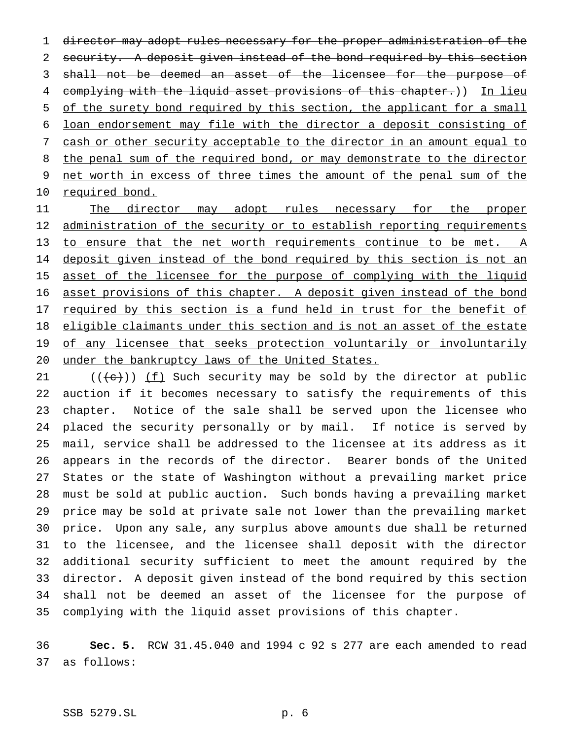~~director may adopt rules necessary for the proper administration of the security. A deposit given instead of the bond required by this section shall not be deemed an asset of the licensee for the purpose of complying with the liquid asset provisions of this chapter.~~)) <u>In lieu of the surety bond required by this section, the applicant for a small loan endorsement may file with the director a deposit consisting of cash or other security acceptable to the director in an amount equal to the penal sum of the required bond, or may demonstrate to the director net worth in excess of three times the amount of the penal sum of the required bond.</u>

<u>The director may adopt rules necessary for the proper administration of the security or to establish reporting requirements to ensure that the net worth requirements continue to be met. A deposit given instead of the bond required by this section is not an asset of the licensee for the purpose of complying with the liquid asset provisions of this chapter. A deposit given instead of the bond required by this section is a fund held in trust for the benefit of eligible claimants under this section and is not an asset of the estate of any licensee that seeks protection voluntarily or involuntarily under the bankruptcy laws of the United States.</u>

((~~(e)~~)) <u>(f)</u> Such security may be sold by the director at public auction if it becomes necessary to satisfy the requirements of this chapter. Notice of the sale shall be served upon the licensee who placed the security personally or by mail. If notice is served by mail, service shall be addressed to the licensee at its address as it appears in the records of the director. Bearer bonds of the United States or the state of Washington without a prevailing market price must be sold at public auction. Such bonds having a prevailing market price may be sold at private sale not lower than the prevailing market price. Upon any sale, any surplus above amounts due shall be returned to the licensee, and the licensee shall deposit with the director additional security sufficient to meet the amount required by the director. A deposit given instead of the bond required by this section shall not be deemed an asset of the licensee for the purpose of complying with the liquid asset provisions of this chapter.

**Sec. 5.** RCW 31.45.040 and 1994 c 92 s 277 are each amended to read as follows: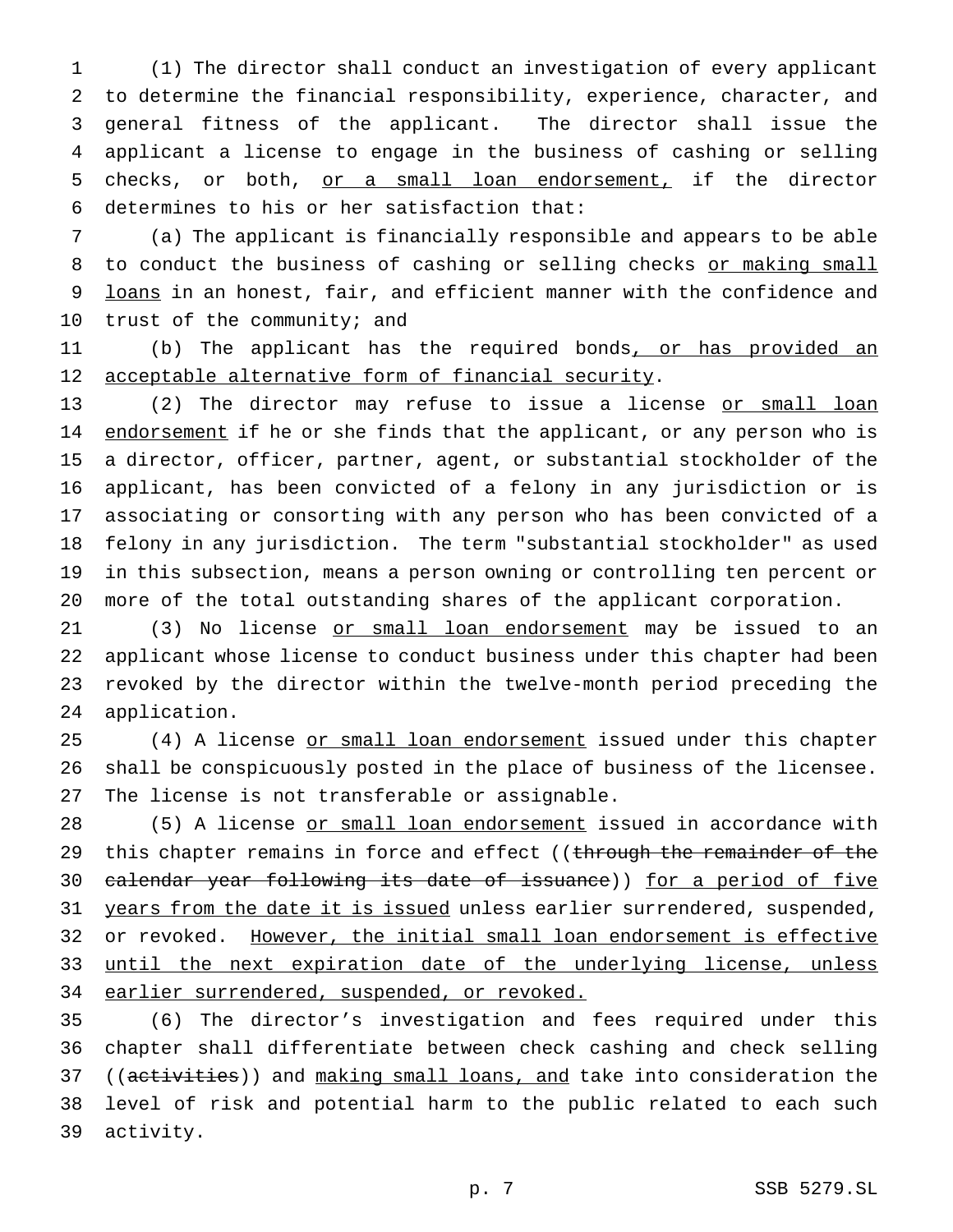(1) The director shall conduct an investigation of every applicant to determine the financial responsibility, experience, character, and general fitness of the applicant. The director shall issue the applicant a license to engage in the business of cashing or selling checks, or both, or a small loan endorsement, if the director determines to his or her satisfaction that:

(a) The applicant is financially responsible and appears to be able to conduct the business of cashing or selling checks or making small loans in an honest, fair, and efficient manner with the confidence and trust of the community; and

(b) The applicant has the required bonds, or has provided an acceptable alternative form of financial security.

(2) The director may refuse to issue a license or small loan endorsement if he or she finds that the applicant, or any person who is a director, officer, partner, agent, or substantial stockholder of the applicant, has been convicted of a felony in any jurisdiction or is associating or consorting with any person who has been convicted of a felony in any jurisdiction. The term "substantial stockholder" as used in this subsection, means a person owning or controlling ten percent or more of the total outstanding shares of the applicant corporation.

(3) No license or small loan endorsement may be issued to an applicant whose license to conduct business under this chapter had been revoked by the director within the twelve-month period preceding the application.

(4) A license or small loan endorsement issued under this chapter shall be conspicuously posted in the place of business of the licensee. The license is not transferable or assignable.

(5) A license or small loan endorsement issued in accordance with this chapter remains in force and effect ((~~through the remainder of the calendar year following its date of issuance~~)) for a period of five years from the date it is issued unless earlier surrendered, suspended, or revoked. However, the initial small loan endorsement is effective until the next expiration date of the underlying license, unless earlier surrendered, suspended, or revoked.

(6) The director's investigation and fees required under this chapter shall differentiate between check cashing and check selling ((~~activities~~)) and making small loans, and take into consideration the level of risk and potential harm to the public related to each such activity.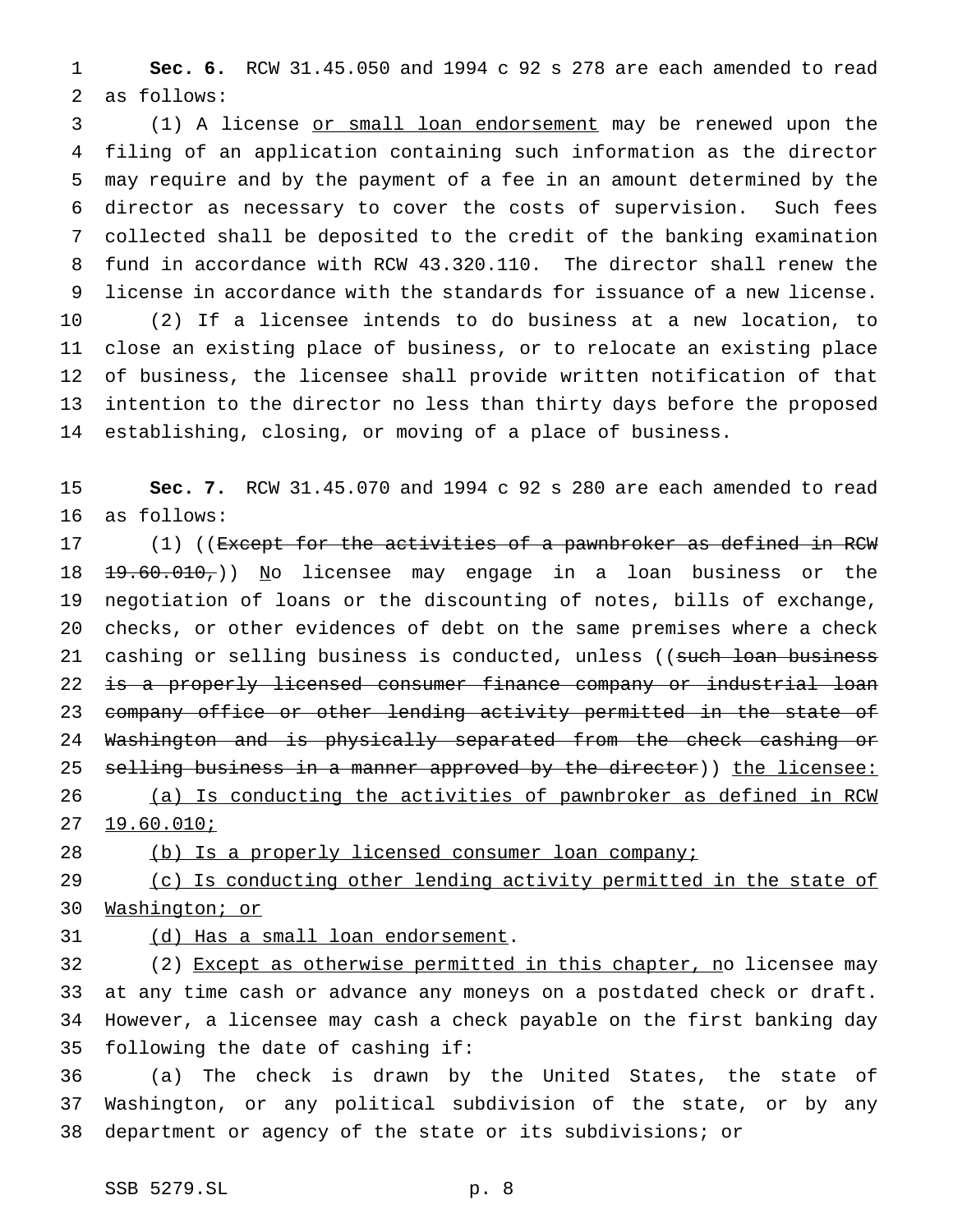**Sec. 6.** RCW 31.45.050 and 1994 c 92 s 278 are each amended to read as follows:

(1) A license <u>or small loan endorsement</u> may be renewed upon the filing of an application containing such information as the director may require and by the payment of a fee in an amount determined by the director as necessary to cover the costs of supervision. Such fees collected shall be deposited to the credit of the banking examination fund in accordance with RCW 43.320.110. The director shall renew the license in accordance with the standards for issuance of a new license.

(2) If a licensee intends to do business at a new location, to close an existing place of business, or to relocate an existing place of business, the licensee shall provide written notification of that intention to the director no less than thirty days before the proposed establishing, closing, or moving of a place of business.

**Sec. 7.** RCW 31.45.070 and 1994 c 92 s 280 are each amended to read as follows:

(1) ((~~Except for the activities of a pawnbroker as defined in RCW 19.60.010,~~)) <u>N</u>o licensee may engage in a loan business or the negotiation of loans or the discounting of notes, bills of exchange, checks, or other evidences of debt on the same premises where a check cashing or selling business is conducted, unless ((~~such loan business is a properly licensed consumer finance company or industrial loan company office or other lending activity permitted in the state of Washington and is physically separated from the check cashing or selling business in a manner approved by the director~~)) <u>the licensee:</u>

<u>(a) Is conducting the activities of pawnbroker as defined in RCW 19.60.010;</u>

<u>(b) Is a properly licensed consumer loan company;</u>

<u>(c) Is conducting other lending activity permitted in the state of Washington; or</u>

<u>(d) Has a small loan endorsement</u>.

(2) <u>Except as otherwise permitted in this chapter, n</u>o licensee may at any time cash or advance any moneys on a postdated check or draft. However, a licensee may cash a check payable on the first banking day following the date of cashing if:

(a) The check is drawn by the United States, the state of Washington, or any political subdivision of the state, or by any department or agency of the state or its subdivisions; or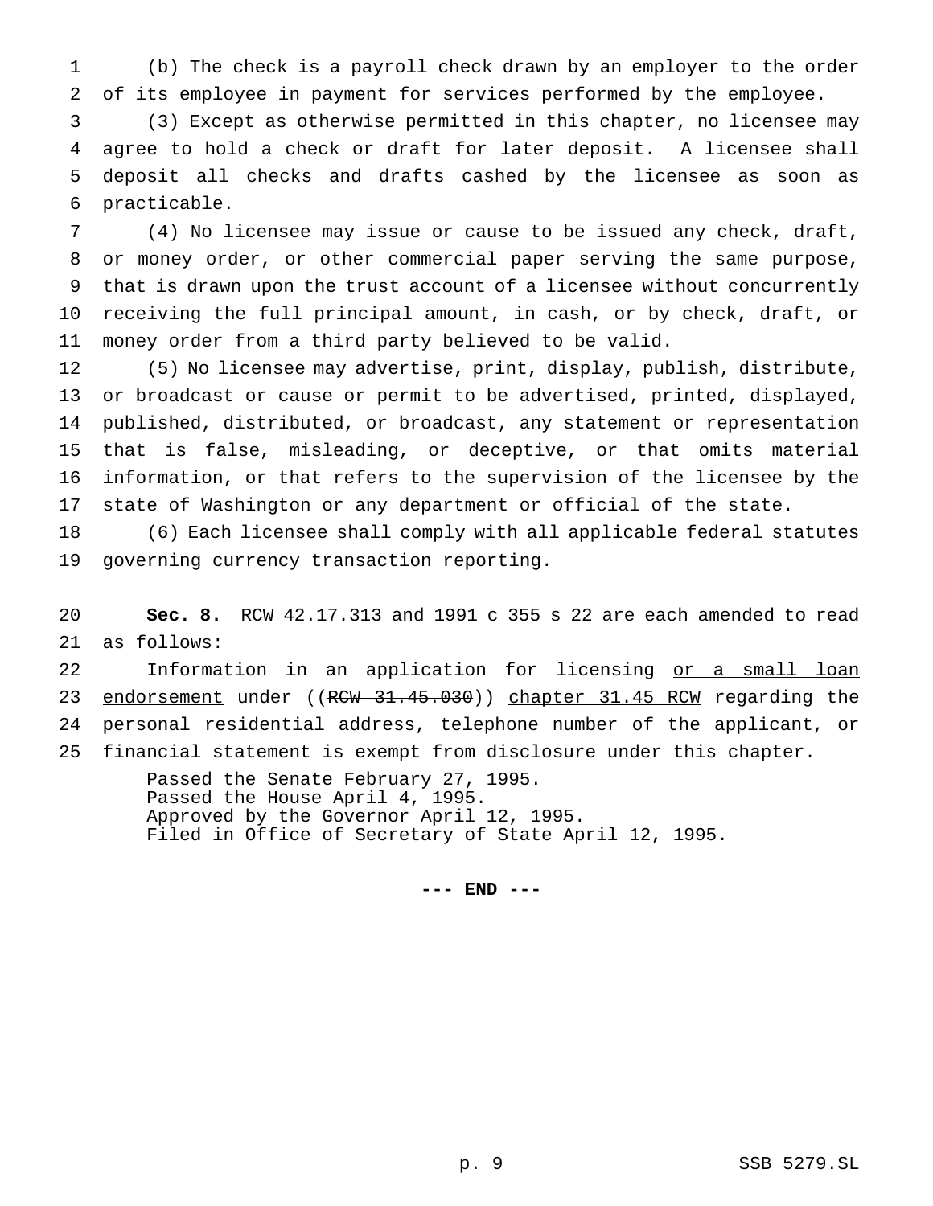(b) The check is a payroll check drawn by an employer to the order of its employee in payment for services performed by the employee.

(3) Except as otherwise permitted in this chapter, no licensee may agree to hold a check or draft for later deposit. A licensee shall deposit all checks and drafts cashed by the licensee as soon as practicable.

(4) No licensee may issue or cause to be issued any check, draft, or money order, or other commercial paper serving the same purpose, that is drawn upon the trust account of a licensee without concurrently receiving the full principal amount, in cash, or by check, draft, or money order from a third party believed to be valid.

(5) No licensee may advertise, print, display, publish, distribute, or broadcast or cause or permit to be advertised, printed, displayed, published, distributed, or broadcast, any statement or representation that is false, misleading, or deceptive, or that omits material information, or that refers to the supervision of the licensee by the state of Washington or any department or official of the state.

(6) Each licensee shall comply with all applicable federal statutes governing currency transaction reporting.

**Sec. 8.** RCW 42.17.313 and 1991 c 355 s 22 are each amended to read as follows:

Information in an application for licensing or a small loan endorsement under ((RCW 31.45.030)) chapter 31.45 RCW regarding the personal residential address, telephone number of the applicant, or financial statement is exempt from disclosure under this chapter.

Passed the Senate February 27, 1995.
Passed the House April 4, 1995.
Approved by the Governor April 12, 1995.
Filed in Office of Secretary of State April 12, 1995.

**--- END ---**